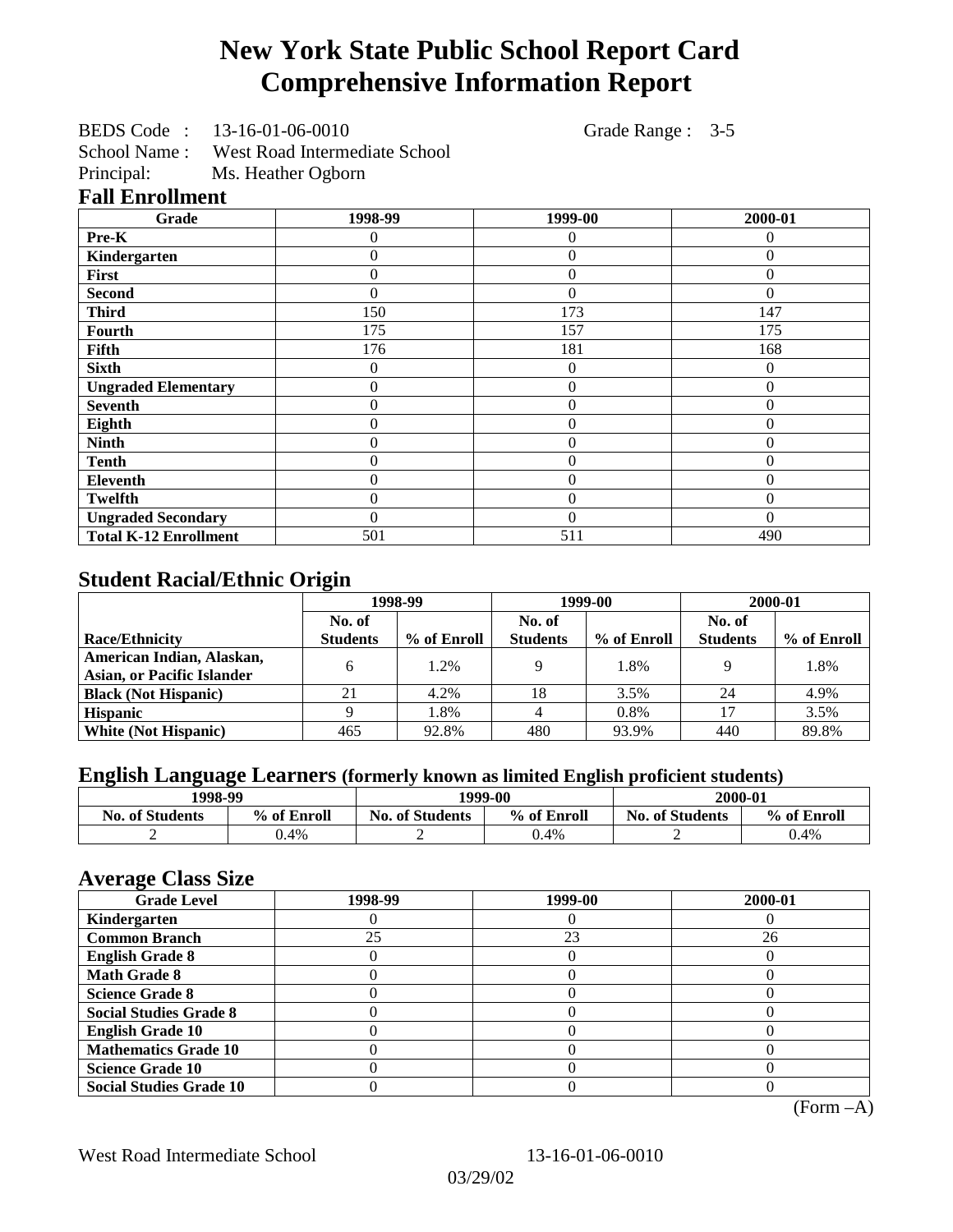# New York State Public School Report Card
# Comprehensive Information Report

BEDS Code : 13-16-01-06-0010 Grade Range : 3-5
School Name : West Road Intermediate School
Principal: Ms. Heather Ogborn

## Fall Enrollment

| Grade | 1998-99 | 1999-00 | 2000-01 |
|---|---|---|---|
| **Pre-K** | 0 | 0 | 0 |
| **Kindergarten** | 0 | 0 | 0 |
| **First** | 0 | 0 | 0 |
| **Second** | 0 | 0 | 0 |
| **Third** | 150 | 173 | 147 |
| **Fourth** | 175 | 157 | 175 |
| **Fifth** | 176 | 181 | 168 |
| **Sixth** | 0 | 0 | 0 |
| **Ungraded Elementary** | 0 | 0 | 0 |
| **Seventh** | 0 | 0 | 0 |
| **Eighth** | 0 | 0 | 0 |
| **Ninth** | 0 | 0 | 0 |
| **Tenth** | 0 | 0 | 0 |
| **Eleventh** | 0 | 0 | 0 |
| **Twelfth** | 0 | 0 | 0 |
| **Ungraded Secondary** | 0 | 0 | 0 |
| **Total K-12 Enrollment** | 501 | 511 | 490 |

## Student Racial/Ethnic Origin

| | 1998-99 | | 1999-00 | | 2000-01 | |
|---|---|---|---|---|---|---|
| **Race/Ethnicity** | **No. of Students** | **% of Enroll** | **No. of Students** | **% of Enroll** | **No. of Students** | **% of Enroll** |
| **American Indian, Alaskan, Asian, or Pacific Islander** | 6 | 1.2% | 9 | 1.8% | 9 | 1.8% |
| **Black (Not Hispanic)** | 21 | 4.2% | 18 | 3.5% | 24 | 4.9% |
| **Hispanic** | 9 | 1.8% | 4 | 0.8% | 17 | 3.5% |
| **White (Not Hispanic)** | 465 | 92.8% | 480 | 93.9% | 440 | 89.8% |

## English Language Learners (formerly known as limited English proficient students)

| 1998-99 | | 1999-00 | | 2000-01 | |
|---|---|---|---|---|---|
| **No. of Students** | **% of Enroll** | **No. of Students** | **% of Enroll** | **No. of Students** | **% of Enroll** |
| 2 | 0.4% | 2 | 0.4% | 2 | 0.4% |

## Average Class Size

| Grade Level | 1998-99 | 1999-00 | 2000-01 |
|---|---|---|---|
| **Kindergarten** | 0 | 0 | 0 |
| **Common Branch** | 25 | 23 | 26 |
| **English Grade 8** | 0 | 0 | 0 |
| **Math Grade 8** | 0 | 0 | 0 |
| **Science Grade 8** | 0 | 0 | 0 |
| **Social Studies Grade 8** | 0 | 0 | 0 |
| **English Grade 10** | 0 | 0 | 0 |
| **Mathematics Grade 10** | 0 | 0 | 0 |
| **Science Grade 10** | 0 | 0 | 0 |
| **Social Studies Grade 10** | 0 | 0 | 0 |

(Form –A)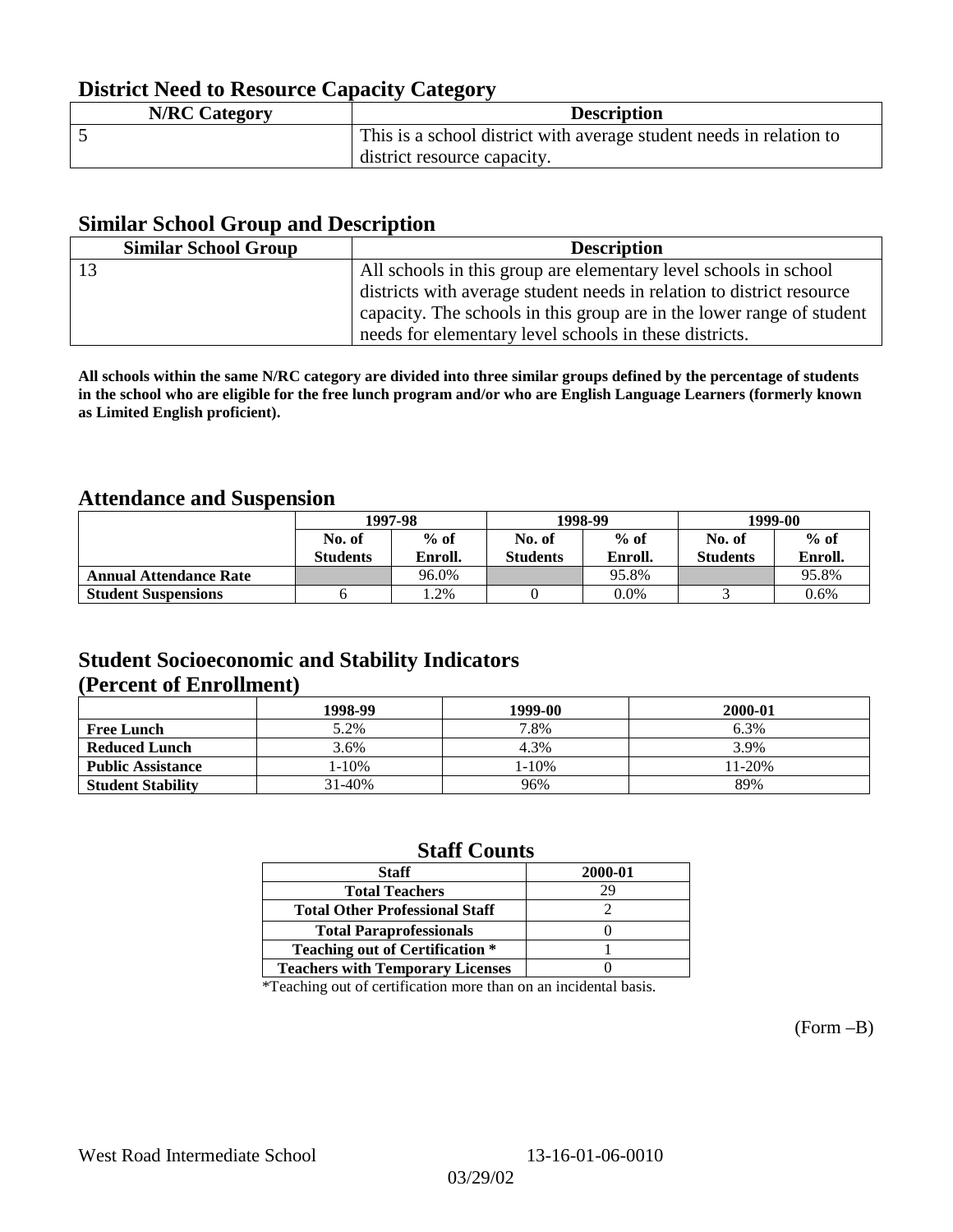## District Need to Resource Capacity Category

| N/RC Category | Description |
| --- | --- |
| 5 | This is a school district with average student needs in relation to district resource capacity. |

## Similar School Group and Description

| Similar School Group | Description |
| --- | --- |
| 13 | All schools in this group are elementary level schools in school districts with average student needs in relation to district resource capacity. The schools in this group are in the lower range of student needs for elementary level schools in these districts. |

**All schools within the same N/RC category are divided into three similar groups defined by the percentage of students in the school who are eligible for the free lunch program and/or who are English Language Learners (formerly known as Limited English proficient).**

## Attendance and Suspension

| | 1997-98 | | 1998-99 | | 1999-00 | |
| --- | --- | --- | --- | --- | --- | --- |
| | No. of Students | % of Enroll. | No. of Students | % of Enroll. | No. of Students | % of Enroll. |
| **Annual Attendance Rate** | | 96.0% | | 95.8% | | 95.8% |
| **Student Suspensions** | 6 | 1.2% | 0 | 0.0% | 3 | 0.6% |

## Student Socioeconomic and Stability Indicators (Percent of Enrollment)

| | 1998-99 | 1999-00 | 2000-01 |
| --- | --- | --- | --- |
| **Free Lunch** | 5.2% | 7.8% | 6.3% |
| **Reduced Lunch** | 3.6% | 4.3% | 3.9% |
| **Public Assistance** | 1-10% | 1-10% | 11-20% |
| **Student Stability** | 31-40% | 96% | 89% |

## Staff Counts

| Staff | 2000-01 |
| --- | --- |
| Total Teachers | 29 |
| Total Other Professional Staff | 2 |
| Total Paraprofessionals | 0 |
| Teaching out of Certification * | 1 |
| Teachers with Temporary Licenses | 0 |

*Teaching out of certification more than on an incidental basis.

(Form –B)